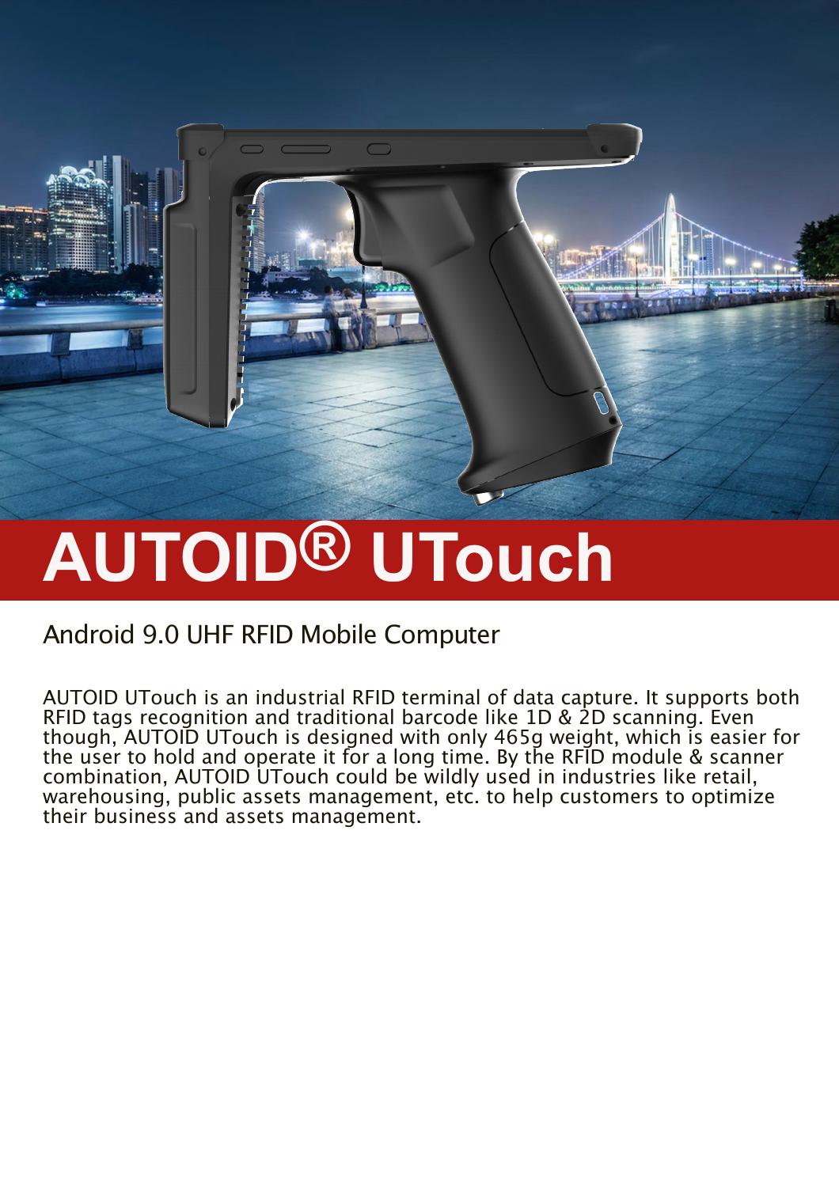# AUTOID® UTouch

## Android 9.0 UHF RFID Mobile Computer

AUTOID UTouch is an industrial RFID terminal of data capture. It supports both RFID tags recognition and traditional barcode like 1D & 2D scanning. Even though, AUTOID UTouch is designed with only 465g weight, which is easier for the user to hold and operate it for a long time. By the RFID module & scanner combination, AUTOID UTouch could be wildly used in industries like retail, warehousing, public assets management, etc. to help customers to optimize their business and assets management.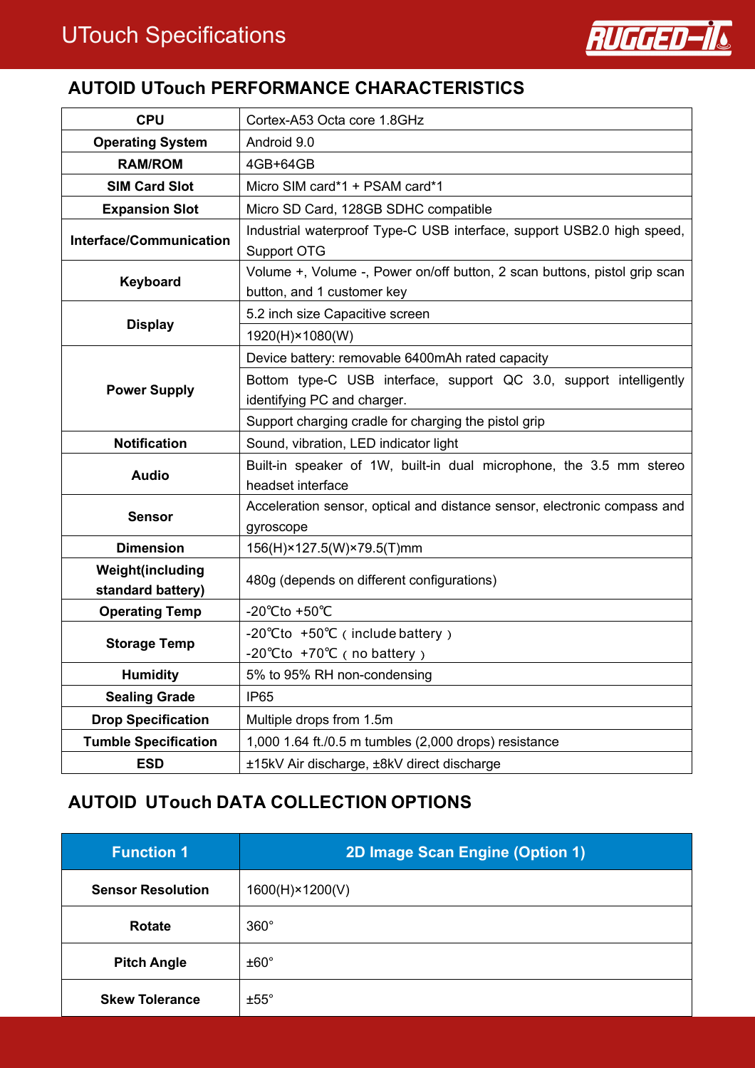# UTouch Specifications

## AUTOID UTouch PERFORMANCE CHARACTERISTICS

| | |
|---|---|
| **CPU** | Cortex-A53 Octa core 1.8GHz |
| **Operating System** | Android 9.0 |
| **RAM/ROM** | 4GB+64GB |
| **SIM Card Slot** | Micro SIM card*1 + PSAM card*1 |
| **Expansion Slot** | Micro SD Card, 128GB SDHC compatible |
| **Interface/Communication** | Industrial waterproof Type-C USB interface, support USB2.0 high speed, Support OTG |
| **Keyboard** | Volume +, Volume -, Power on/off button, 2 scan buttons, pistol grip scan button, and 1 customer key |
| **Display** | 5.2 inch size Capacitive screen |
| | 1920(H)×1080(W) |
| **Power Supply** | Device battery: removable 6400mAh rated capacity |
| | Bottom type-C USB interface, support QC 3.0, support intelligently identifying PC and charger. |
| | Support charging cradle for charging the pistol grip |
| **Notification** | Sound, vibration, LED indicator light |
| **Audio** | Built-in speaker of 1W, built-in dual microphone, the 3.5 mm stereo headset interface |
| **Sensor** | Acceleration sensor, optical and distance sensor, electronic compass and gyroscope |
| **Dimension** | 156(H)×127.5(W)×79.5(T)mm |
| **Weight(including standard battery)** | 480g (depends on different configurations) |
| **Operating Temp** | -20℃to +50℃ |
| **Storage Temp** | -20℃to +50℃（include battery） -20℃to +70℃（no battery） |
| **Humidity** | 5% to 95% RH non-condensing |
| **Sealing Grade** | IP65 |
| **Drop Specification** | Multiple drops from 1.5m |
| **Tumble Specification** | 1,000 1.64 ft./0.5 m tumbles (2,000 drops) resistance |
| **ESD** | ±15kV Air discharge, ±8kV direct discharge |

## AUTOID UTouch DATA COLLECTION OPTIONS

| Function 1 | 2D Image Scan Engine (Option 1) |
|---|---|
| **Sensor Resolution** | 1600(H)×1200(V) |
| **Rotate** | 360° |
| **Pitch Angle** | ±60° |
| **Skew Tolerance** | ±55° |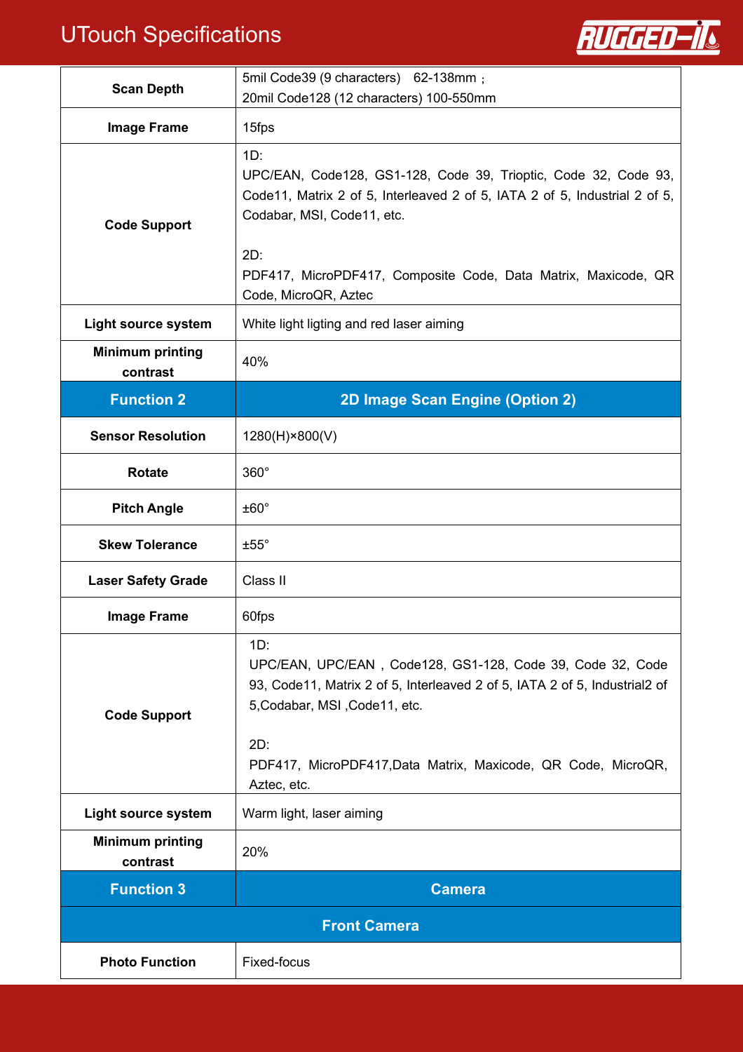| | |
|---|---|
| **Scan Depth** | 5mil Code39 (9 characters) 62-138mm；<br>20mil Code128 (12 characters) 100-550mm |
| **Image Frame** | 15fps |
| **Code Support** | 1D:<br>UPC/EAN, Code128, GS1-128, Code 39, Trioptic, Code 32, Code 93, Code11, Matrix 2 of 5, Interleaved 2 of 5, IATA 2 of 5, Industrial 2 of 5, Codabar, MSI, Code11, etc.<br><br>2D:<br>PDF417, MicroPDF417, Composite Code, Data Matrix, Maxicode, QR Code, MicroQR, Aztec |
| **Light source system** | White light ligting and red laser aiming |
| **Minimum printing contrast** | 40% |
| **Function 2** | **2D Image Scan Engine (Option 2)** |
| **Sensor Resolution** | 1280(H)×800(V) |
| **Rotate** | 360° |
| **Pitch Angle** | ±60° |
| **Skew Tolerance** | ±55° |
| **Laser Safety Grade** | Class II |
| **Image Frame** | 60fps |
| **Code Support** | 1D:<br>UPC/EAN, UPC/EAN，Code128, GS1-128, Code 39, Code 32, Code 93, Code11, Matrix 2 of 5, Interleaved 2 of 5, IATA 2 of 5, Industrial2 of 5,Codabar, MSI ,Code11, etc.<br><br>2D:<br>PDF417, MicroPDF417,Data Matrix, Maxicode, QR Code, MicroQR, Aztec, etc. |
| **Light source system** | Warm light, laser aiming |
| **Minimum printing contrast** | 20% |
| **Function 3** | **Camera** |
| **Front Camera** | |
| **Photo Function** | Fixed-focus |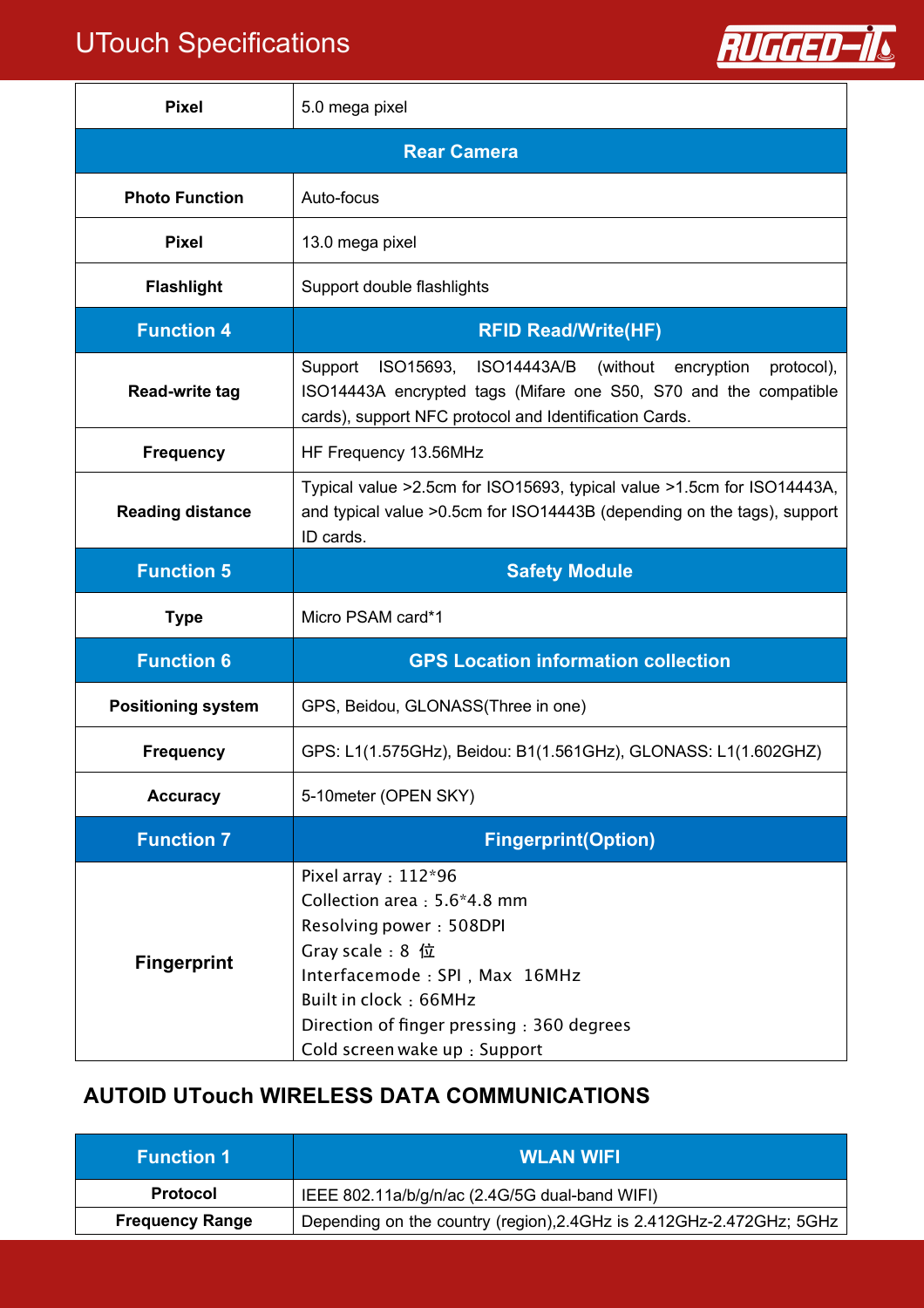| Pixel | 5.0 mega pixel |
|---|---|
| **Rear Camera** | |
| Photo Function | Auto-focus |
| Pixel | 13.0 mega pixel |
| Flashlight | Support double flashlights |
| **Function 4** | **RFID Read/Write(HF)** |
| Read-write tag | Support ISO15693, ISO14443A/B (without encryption protocol), ISO14443A encrypted tags (Mifare one S50, S70 and the compatible cards), support NFC protocol and Identification Cards. |
| Frequency | HF Frequency 13.56MHz |
| Reading distance | Typical value >2.5cm for ISO15693, typical value >1.5cm for ISO14443A, and typical value >0.5cm for ISO14443B (depending on the tags), support ID cards. |
| **Function 5** | **Safety Module** |
| Type | Micro PSAM card*1 |
| **Function 6** | **GPS Location information collection** |
| Positioning system | GPS, Beidou, GLONASS(Three in one) |
| Frequency | GPS: L1(1.575GHz), Beidou: B1(1.561GHz), GLONASS: L1(1.602GHZ) |
| Accuracy | 5-10meter (OPEN SKY) |
| **Function 7** | **Fingerprint(Option)** |
| Fingerprint | Pixel array：112*96<br>Collection area：5.6*4.8 mm<br>Resolving power：508DPI<br>Gray scale：8 位<br>Interfacemode：SPI，Max 16MHz<br>Built in clock：66MHz<br>Direction of finger pressing：360 degrees<br>Cold screen wake up：Support |

## AUTOID UTouch WIRELESS DATA COMMUNICATIONS

| Function 1 | WLAN WIFI |
|---|---|
| Protocol | IEEE 802.11a/b/g/n/ac (2.4G/5G dual-band WIFI) |
| Frequency Range | Depending on the country (region),2.4GHz is 2.412GHz-2.472GHz; 5GHz |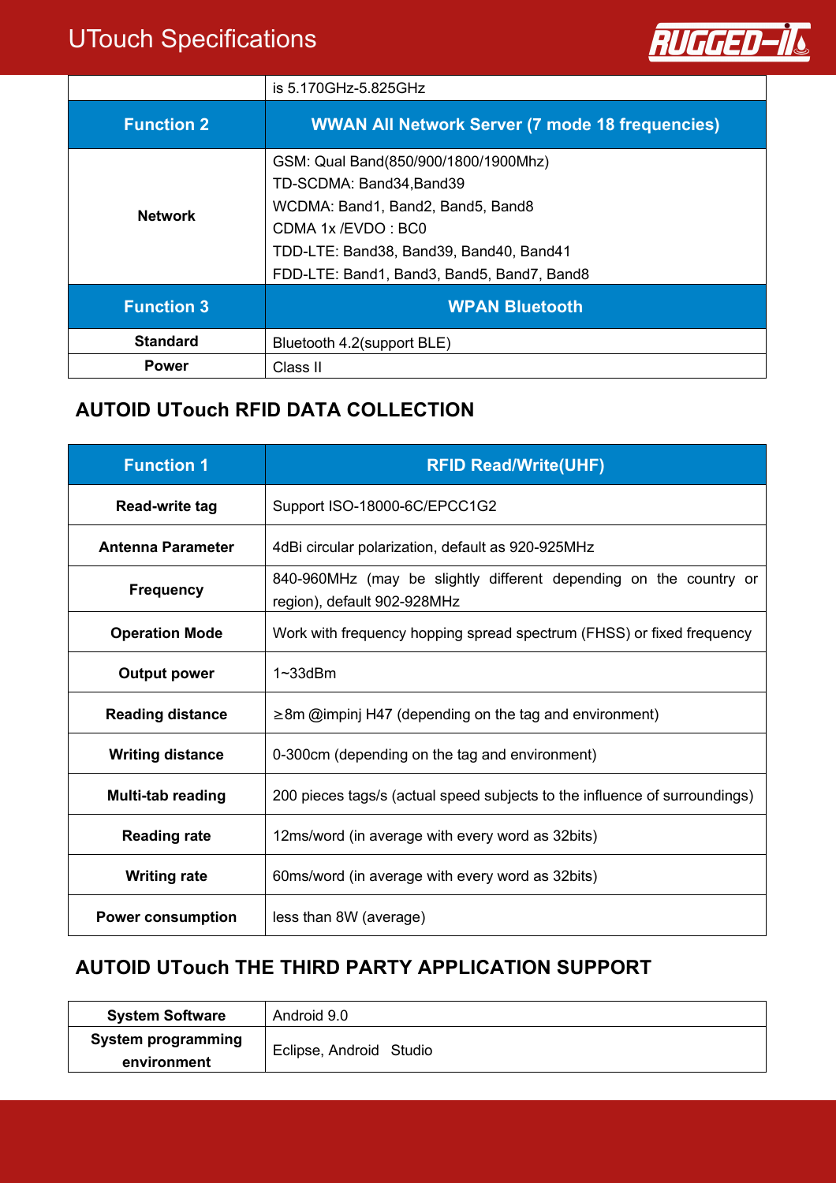|  | is 5.170GHz-5.825GHz |
|---|---|
| **Function 2** | **WWAN All Network Server (7 mode 18 frequencies)** |
| **Network** | GSM: Qual Band(850/900/1800/1900Mhz)<br>TD-SCDMA: Band34,Band39<br>WCDMA: Band1, Band2, Band5, Band8<br>CDMA 1x /EVDO : BC0<br>TDD-LTE: Band38, Band39, Band40, Band41<br>FDD-LTE: Band1, Band3, Band5, Band7, Band8 |
| **Function 3** | **WPAN Bluetooth** |
| **Standard** | Bluetooth 4.2(support BLE) |
| **Power** | Class II |

## AUTOID UTouch RFID DATA COLLECTION

| Function 1 | RFID Read/Write(UHF) |
|---|---|
| **Read-write tag** | Support ISO-18000-6C/EPCC1G2 |
| **Antenna Parameter** | 4dBi circular polarization, default as 920-925MHz |
| **Frequency** | 840-960MHz (may be slightly different depending on the country or region), default 902-928MHz |
| **Operation Mode** | Work with frequency hopping spread spectrum (FHSS) or fixed frequency |
| **Output power** | 1~33dBm |
| **Reading distance** | ≥8m @impinj H47 (depending on the tag and environment) |
| **Writing distance** | 0-300cm (depending on the tag and environment) |
| **Multi-tab reading** | 200 pieces tags/s (actual speed subjects to the influence of surroundings) |
| **Reading rate** | 12ms/word (in average with every word as 32bits) |
| **Writing rate** | 60ms/word (in average with every word as 32bits) |
| **Power consumption** | less than 8W (average) |

## AUTOID UTouch THE THIRD PARTY APPLICATION SUPPORT

| System Software | Android 9.0 |
|---|---|
| **System programming environment** | Eclipse, Android Studio |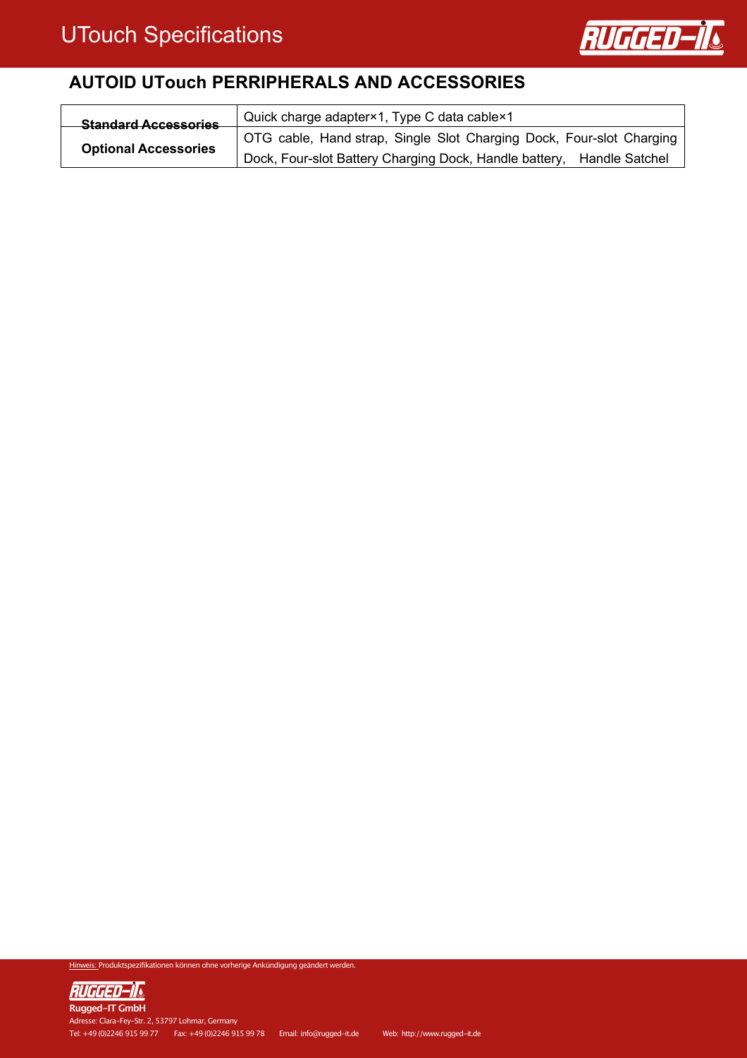## AUTOID UTouch PERRIPHERALS AND ACCESSORIES

| | |
|---|---|
| **Standard Accessories** | Quick charge adapter×1, Type C data cable×1 |
| **Optional Accessories** | OTG cable, Hand strap, Single Slot Charging Dock, Four-slot Charging Dock, Four-slot Battery Charging Dock, Handle battery, Handle Satchel |

Hinweis: Produktspezifikationen können ohne vorherige Ankündigung geändert werden.

**Rugged-IT GmbH**
Adresse: Clara-Fey-Str. 2, 53797 Lohmar, Germany
Tel: +49 (0)2246 915 99 77 Fax: +49 (0)2246 915 99 78 Email: info@rugged-it.de Web: http://www.rugged-it.de